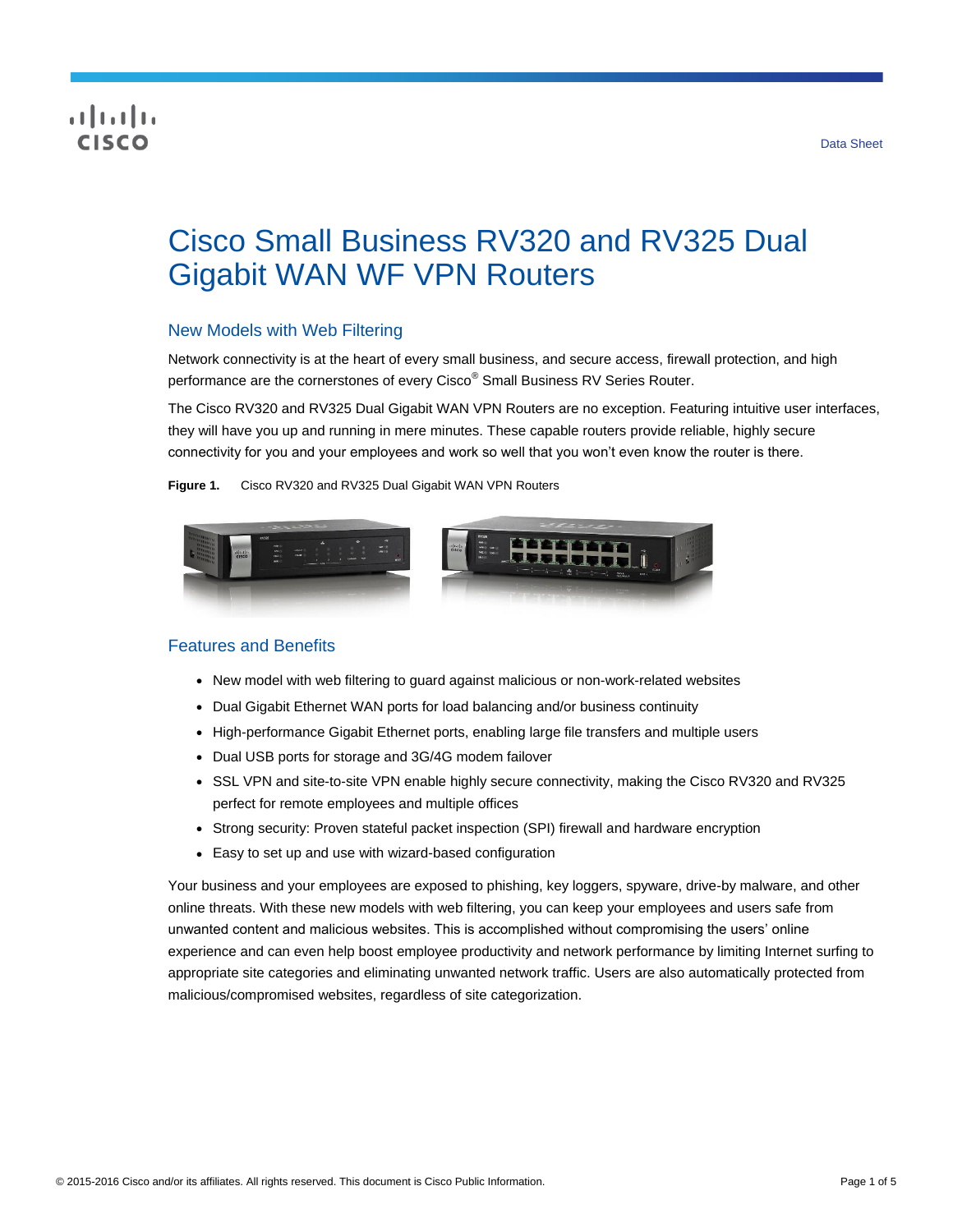Data Sheet

# Cisco Small Business RV320 and RV325 Dual Gigabit WAN WF VPN Routers

## New Models with Web Filtering

Network connectivity is at the heart of every small business, and secure access, firewall protection, and high performance are the cornerstones of every Cisco® Small Business RV Series Router.

The Cisco RV320 and RV325 Dual Gigabit WAN VPN Routers are no exception. Featuring intuitive user interfaces, they will have you up and running in mere minutes. These capable routers provide reliable, highly secure connectivity for you and your employees and work so well that you won't even know the router is there.

**Figure 1.** Cisco RV320 and RV325 Dual Gigabit WAN VPN Routers

## Features and Benefits

- New model with web filtering to guard against malicious or non-work-related websites
- Dual Gigabit Ethernet WAN ports for load balancing and/or business continuity
- High-performance Gigabit Ethernet ports, enabling large file transfers and multiple users
- Dual USB ports for storage and 3G/4G modem failover
- SSL VPN and site-to-site VPN enable highly secure connectivity, making the Cisco RV320 and RV325 perfect for remote employees and multiple offices
- Strong security: Proven stateful packet inspection (SPI) firewall and hardware encryption
- Easy to set up and use with wizard-based configuration

Your business and your employees are exposed to phishing, key loggers, spyware, drive-by malware, and other online threats. With these new models with web filtering, you can keep your employees and users safe from unwanted content and malicious websites. This is accomplished without compromising the users' online experience and can even help boost employee productivity and network performance by limiting Internet surfing to appropriate site categories and eliminating unwanted network traffic. Users are also automatically protected from malicious/compromised websites, regardless of site categorization.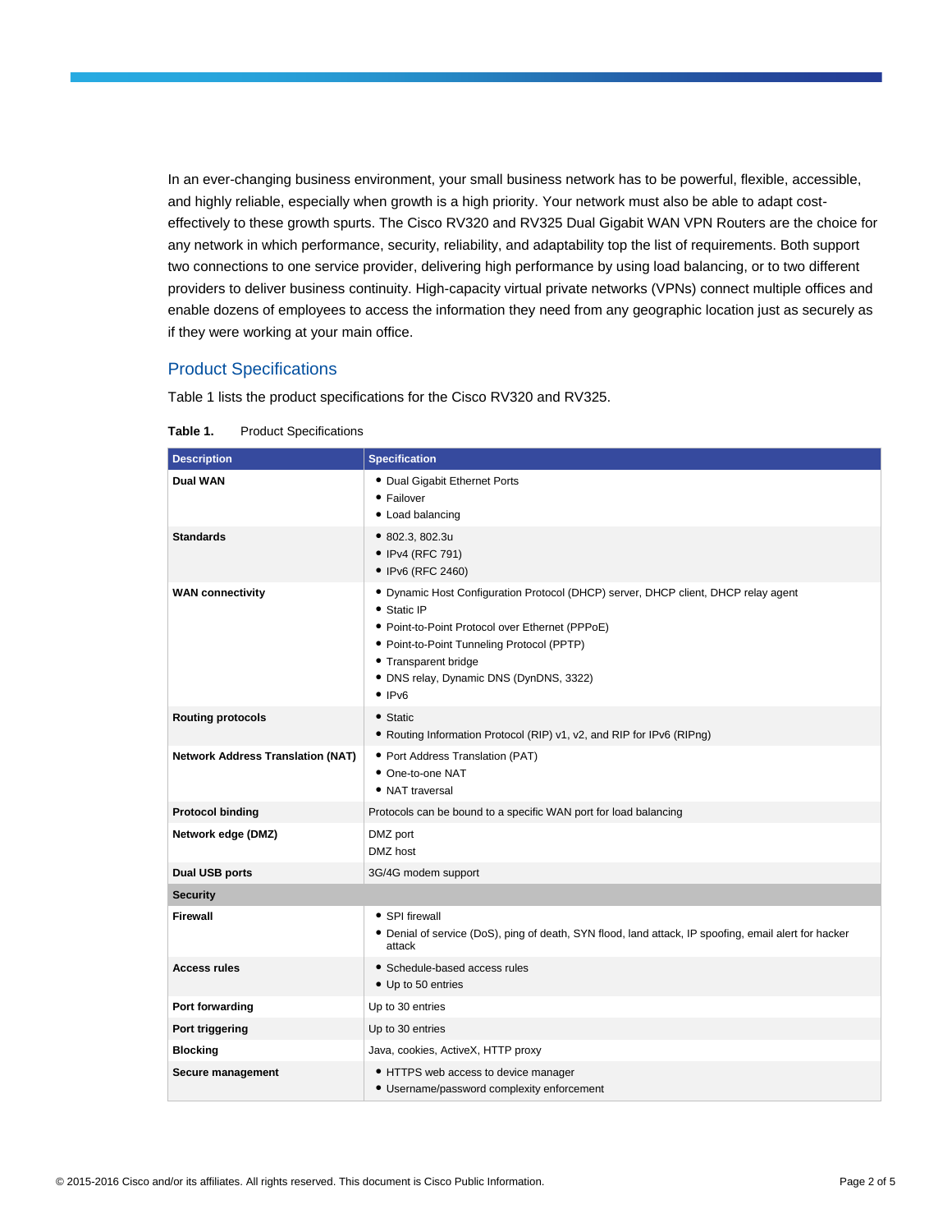In an ever-changing business environment, your small business network has to be powerful, flexible, accessible, and highly reliable, especially when growth is a high priority. Your network must also be able to adapt cost-effectively to these growth spurts. The Cisco RV320 and RV325 Dual Gigabit WAN VPN Routers are the choice for any network in which performance, security, reliability, and adaptability top the list of requirements. Both support two connections to one service provider, delivering high performance by using load balancing, or to two different providers to deliver business continuity. High-capacity virtual private networks (VPNs) connect multiple offices and enable dozens of employees to access the information they need from any geographic location just as securely as if they were working at your main office.

## Product Specifications

Table 1 lists the product specifications for the Cisco RV320 and RV325.

**Table 1.** Product Specifications

| Description | Specification |
|---|---|
| **Dual WAN** | • Dual Gigabit Ethernet Ports<br>• Failover<br>• Load balancing |
| **Standards** | • 802.3, 802.3u<br>• IPv4 (RFC 791)<br>• IPv6 (RFC 2460) |
| **WAN connectivity** | • Dynamic Host Configuration Protocol (DHCP) server, DHCP client, DHCP relay agent<br>• Static IP<br>• Point-to-Point Protocol over Ethernet (PPPoE)<br>• Point-to-Point Tunneling Protocol (PPTP)<br>• Transparent bridge<br>• DNS relay, Dynamic DNS (DynDNS, 3322)<br>• IPv6 |
| **Routing protocols** | • Static<br>• Routing Information Protocol (RIP) v1, v2, and RIP for IPv6 (RIPng) |
| **Network Address Translation (NAT)** | • Port Address Translation (PAT)<br>• One-to-one NAT<br>• NAT traversal |
| **Protocol binding** | Protocols can be bound to a specific WAN port for load balancing |
| **Network edge (DMZ)** | DMZ port<br>DMZ host |
| **Dual USB ports** | 3G/4G modem support |
| **Security** | |
| **Firewall** | • SPI firewall<br>• Denial of service (DoS), ping of death, SYN flood, land attack, IP spoofing, email alert for hacker attack |
| **Access rules** | • Schedule-based access rules<br>• Up to 50 entries |
| **Port forwarding** | Up to 30 entries |
| **Port triggering** | Up to 30 entries |
| **Blocking** | Java, cookies, ActiveX, HTTP proxy |
| **Secure management** | • HTTPS web access to device manager<br>• Username/password complexity enforcement |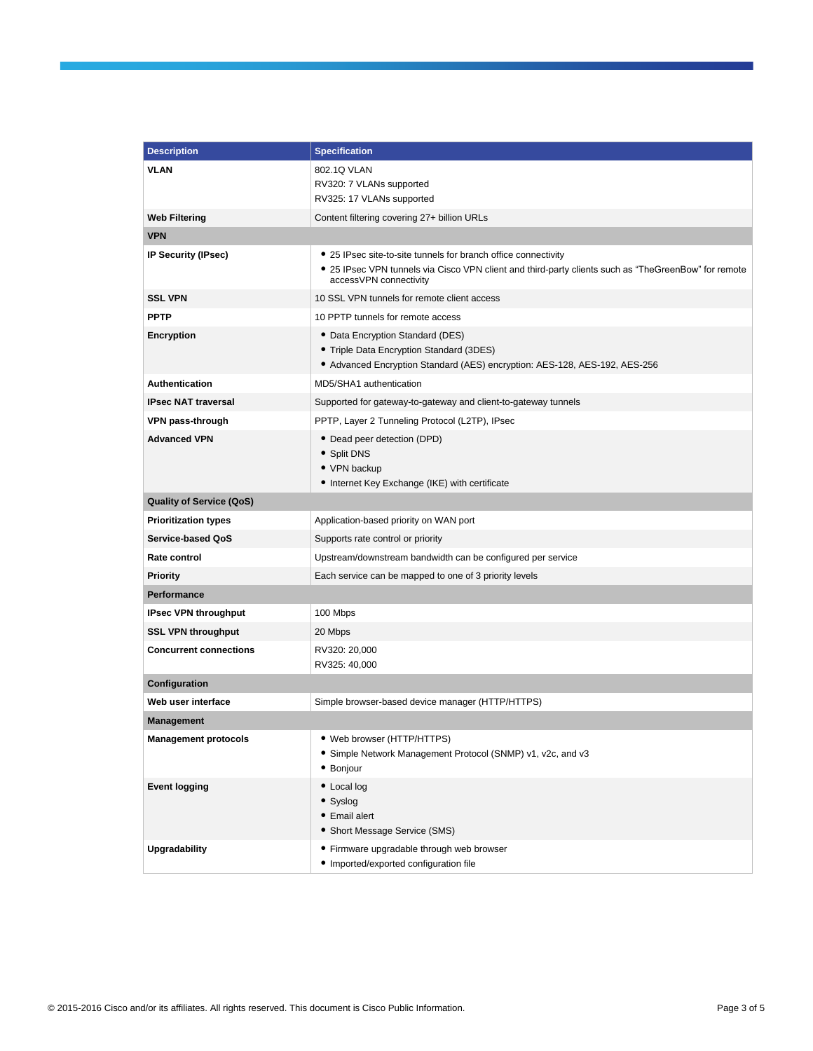| Description | Specification |
| --- | --- |
| **VLAN** | 802.1Q VLAN<br>RV320: 7 VLANs supported<br>RV325: 17 VLANs supported |
| **Web Filtering** | Content filtering covering 27+ billion URLs |
| **VPN** | |
| **IP Security (IPsec)** | • 25 IPsec site-to-site tunnels for branch office connectivity<br>• 25 IPsec VPN tunnels via Cisco VPN client and third-party clients such as "TheGreenBow" for remote accessVPN connectivity |
| **SSL VPN** | 10 SSL VPN tunnels for remote client access |
| **PPTP** | 10 PPTP tunnels for remote access |
| **Encryption** | • Data Encryption Standard (DES)<br>• Triple Data Encryption Standard (3DES)<br>• Advanced Encryption Standard (AES) encryption: AES-128, AES-192, AES-256 |
| **Authentication** | MD5/SHA1 authentication |
| **IPsec NAT traversal** | Supported for gateway-to-gateway and client-to-gateway tunnels |
| **VPN pass-through** | PPTP, Layer 2 Tunneling Protocol (L2TP), IPsec |
| **Advanced VPN** | • Dead peer detection (DPD)<br>• Split DNS<br>• VPN backup<br>• Internet Key Exchange (IKE) with certificate |
| **Quality of Service (QoS)** | |
| **Prioritization types** | Application-based priority on WAN port |
| **Service-based QoS** | Supports rate control or priority |
| **Rate control** | Upstream/downstream bandwidth can be configured per service |
| **Priority** | Each service can be mapped to one of 3 priority levels |
| **Performance** | |
| **IPsec VPN throughput** | 100 Mbps |
| **SSL VPN throughput** | 20 Mbps |
| **Concurrent connections** | RV320: 20,000<br>RV325: 40,000 |
| **Configuration** | |
| **Web user interface** | Simple browser-based device manager (HTTP/HTTPS) |
| **Management** | |
| **Management protocols** | • Web browser (HTTP/HTTPS)<br>• Simple Network Management Protocol (SNMP) v1, v2c, and v3<br>• Bonjour |
| **Event logging** | • Local log<br>• Syslog<br>• Email alert<br>• Short Message Service (SMS) |
| **Upgradability** | • Firmware upgradable through web browser<br>• Imported/exported configuration file |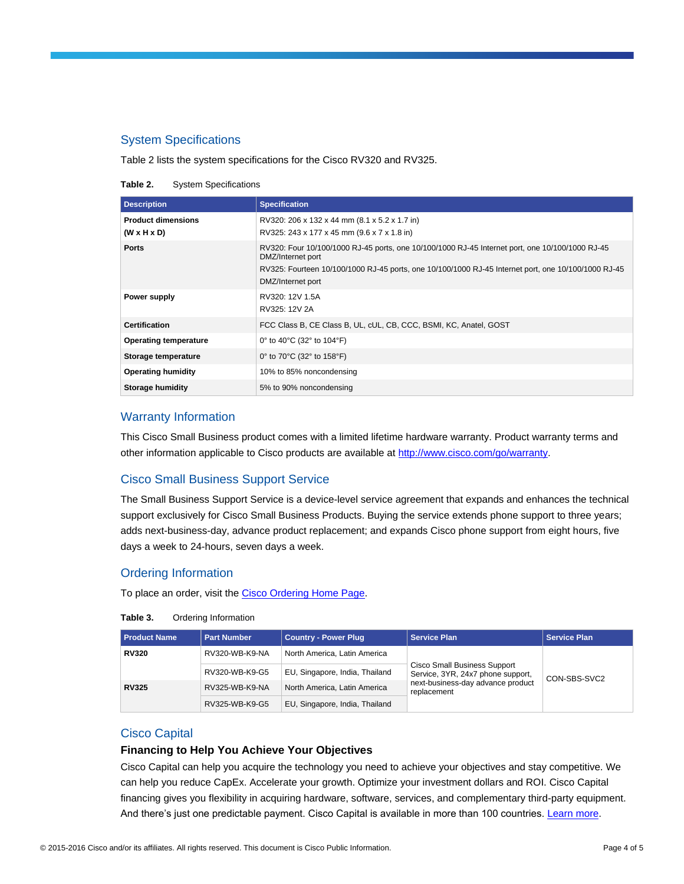## System Specifications

Table 2 lists the system specifications for the Cisco RV320 and RV325.

**Table 2.** System Specifications

| Description | Specification |
| --- | --- |
| **Product dimensions (W x H x D)** | RV320: 206 x 132 x 44 mm (8.1 x 5.2 x 1.7 in)<br>RV325: 243 x 177 x 45 mm (9.6 x 7 x 1.8 in) |
| **Ports** | RV320: Four 10/100/1000 RJ-45 ports, one 10/100/1000 RJ-45 Internet port, one 10/100/1000 RJ-45 DMZ/Internet port<br>RV325: Fourteen 10/100/1000 RJ-45 ports, one 10/100/1000 RJ-45 Internet port, one 10/100/1000 RJ-45 DMZ/Internet port |
| **Power supply** | RV320: 12V 1.5A<br>RV325: 12V 2A |
| **Certification** | FCC Class B, CE Class B, UL, cUL, CB, CCC, BSMI, KC, Anatel, GOST |
| **Operating temperature** | 0° to 40°C (32° to 104°F) |
| **Storage temperature** | 0° to 70°C (32° to 158°F) |
| **Operating humidity** | 10% to 85% noncondensing |
| **Storage humidity** | 5% to 90% noncondensing |

## Warranty Information

This Cisco Small Business product comes with a limited lifetime hardware warranty. Product warranty terms and other information applicable to Cisco products are available at http://www.cisco.com/go/warranty.

## Cisco Small Business Support Service

The Small Business Support Service is a device-level service agreement that expands and enhances the technical support exclusively for Cisco Small Business Products. Buying the service extends phone support to three years; adds next-business-day, advance product replacement; and expands Cisco phone support from eight hours, five days a week to 24-hours, seven days a week.

## Ordering Information

To place an order, visit the Cisco Ordering Home Page.

**Table 3.** Ordering Information

| Product Name | Part Number | Country - Power Plug | Service Plan | Service Plan |
| --- | --- | --- | --- | --- |
| **RV320** | RV320-WB-K9-NA | North America, Latin America | Cisco Small Business Support Service, 3YR, 24x7 phone support, next-business-day advance product replacement | CON-SBS-SVC2 |
| | RV320-WB-K9-G5 | EU, Singapore, India, Thailand | | |
| **RV325** | RV325-WB-K9-NA | North America, Latin America | | |
| | RV325-WB-K9-G5 | EU, Singapore, India, Thailand | | |

## Cisco Capital

### Financing to Help You Achieve Your Objectives

Cisco Capital can help you acquire the technology you need to achieve your objectives and stay competitive. We can help you reduce CapEx. Accelerate your growth. Optimize your investment dollars and ROI. Cisco Capital financing gives you flexibility in acquiring hardware, software, services, and complementary third-party equipment. And there's just one predictable payment. Cisco Capital is available in more than 100 countries. Learn more.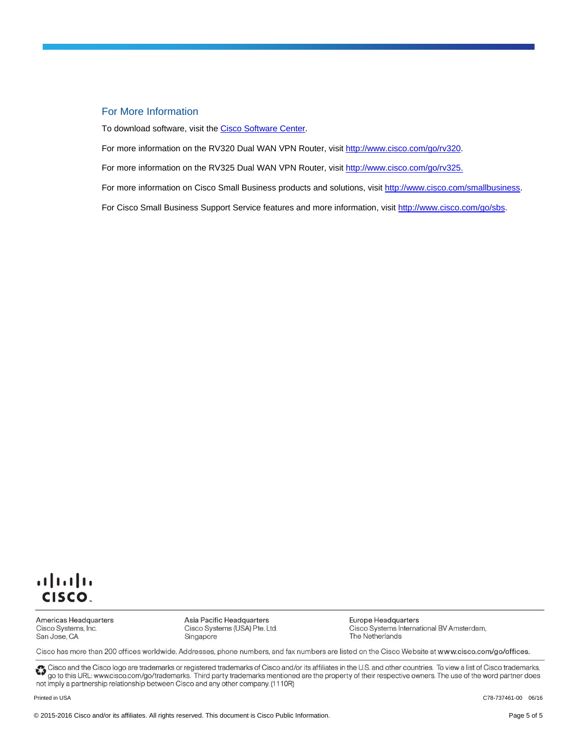## For More Information

To download software, visit the Cisco Software Center.

For more information on the RV320 Dual WAN VPN Router, visit http://www.cisco.com/go/rv320.

For more information on the RV325 Dual WAN VPN Router, visit http://www.cisco.com/go/rv325.

For more information on Cisco Small Business products and solutions, visit http://www.cisco.com/smallbusiness.

For Cisco Small Business Support Service features and more information, visit http://www.cisco.com/go/sbs.

Americas Headquarters
Cisco Systems, Inc.
San Jose, CA

Asia Pacific Headquarters
Cisco Systems (USA) Pte. Ltd.
Singapore

Europe Headquarters
Cisco Systems International BV Amsterdam,
The Netherlands

Cisco has more than 200 offices worldwide. Addresses, phone numbers, and fax numbers are listed on the Cisco Website at www.cisco.com/go/offices.

Cisco and the Cisco logo are trademarks or registered trademarks of Cisco and/or its affiliates in the U.S. and other countries. To view a list of Cisco trademarks, go to this URL: www.cisco.com/go/trademarks. Third party trademarks mentioned are the property of their respective owners. The use of the word partner does not imply a partnership relationship between Cisco and any other company. (1110R)

Printed in USA C78-737461-00 06/16

© 2015-2016 Cisco and/or its affiliates. All rights reserved. This document is Cisco Public Information.